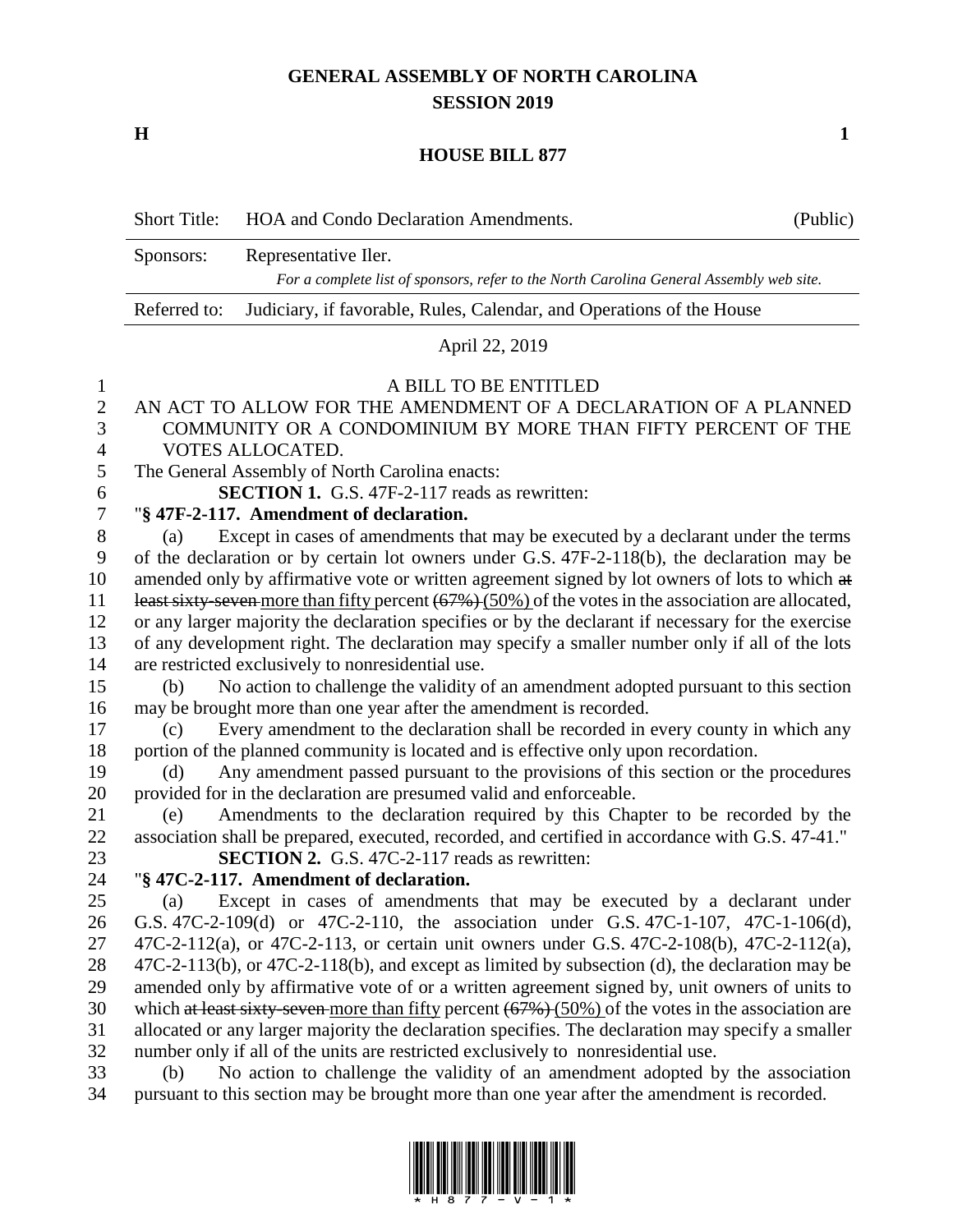# GENERAL ASSEMBLY OF NORTH CAROLINA
## SESSION 2019

**H** **1**

## HOUSE BILL 877

| Short Title: | HOA and Condo Declaration Amendments. | (Public) |
|---|---|---|
| Sponsors: | Representative Iler. *For a complete list of sponsors, refer to the North Carolina General Assembly web site.* | |
| Referred to: | Judiciary, if favorable, Rules, Calendar, and Operations of the House | |

April 22, 2019

A BILL TO BE ENTITLED

AN ACT TO ALLOW FOR THE AMENDMENT OF A DECLARATION OF A PLANNED COMMUNITY OR A CONDOMINIUM BY MORE THAN FIFTY PERCENT OF THE VOTES ALLOCATED.

The General Assembly of North Carolina enacts:

**SECTION 1.** G.S. 47F-2-117 reads as rewritten:

"**§ 47F-2-117. Amendment of declaration.**

(a) Except in cases of amendments that may be executed by a declarant under the terms of the declaration or by certain lot owners under G.S. 47F-2-118(b), the declaration may be amended only by affirmative vote or written agreement signed by lot owners of lots to which ~~at least sixty-seven~~ more than fifty percent ~~(67%)~~ (50%) of the votes in the association are allocated, or any larger majority the declaration specifies or by the declarant if necessary for the exercise of any development right. The declaration may specify a smaller number only if all of the lots are restricted exclusively to nonresidential use.

(b) No action to challenge the validity of an amendment adopted pursuant to this section may be brought more than one year after the amendment is recorded.

(c) Every amendment to the declaration shall be recorded in every county in which any portion of the planned community is located and is effective only upon recordation.

(d) Any amendment passed pursuant to the provisions of this section or the procedures provided for in the declaration are presumed valid and enforceable.

(e) Amendments to the declaration required by this Chapter to be recorded by the association shall be prepared, executed, recorded, and certified in accordance with G.S. 47-41."

**SECTION 2.** G.S. 47C-2-117 reads as rewritten:

"**§ 47C-2-117. Amendment of declaration.**

(a) Except in cases of amendments that may be executed by a declarant under G.S. 47C-2-109(d) or 47C-2-110, the association under G.S. 47C-1-107, 47C-1-106(d), 47C-2-112(a), or 47C-2-113, or certain unit owners under G.S. 47C-2-108(b), 47C-2-112(a), 47C-2-113(b), or 47C-2-118(b), and except as limited by subsection (d), the declaration may be amended only by affirmative vote of or a written agreement signed by, unit owners of units to which ~~at least sixty-seven~~ more than fifty percent ~~(67%)~~ (50%) of the votes in the association are allocated or any larger majority the declaration specifies. The declaration may specify a smaller number only if all of the units are restricted exclusively to nonresidential use.

(b) No action to challenge the validity of an amendment adopted by the association pursuant to this section may be brought more than one year after the amendment is recorded.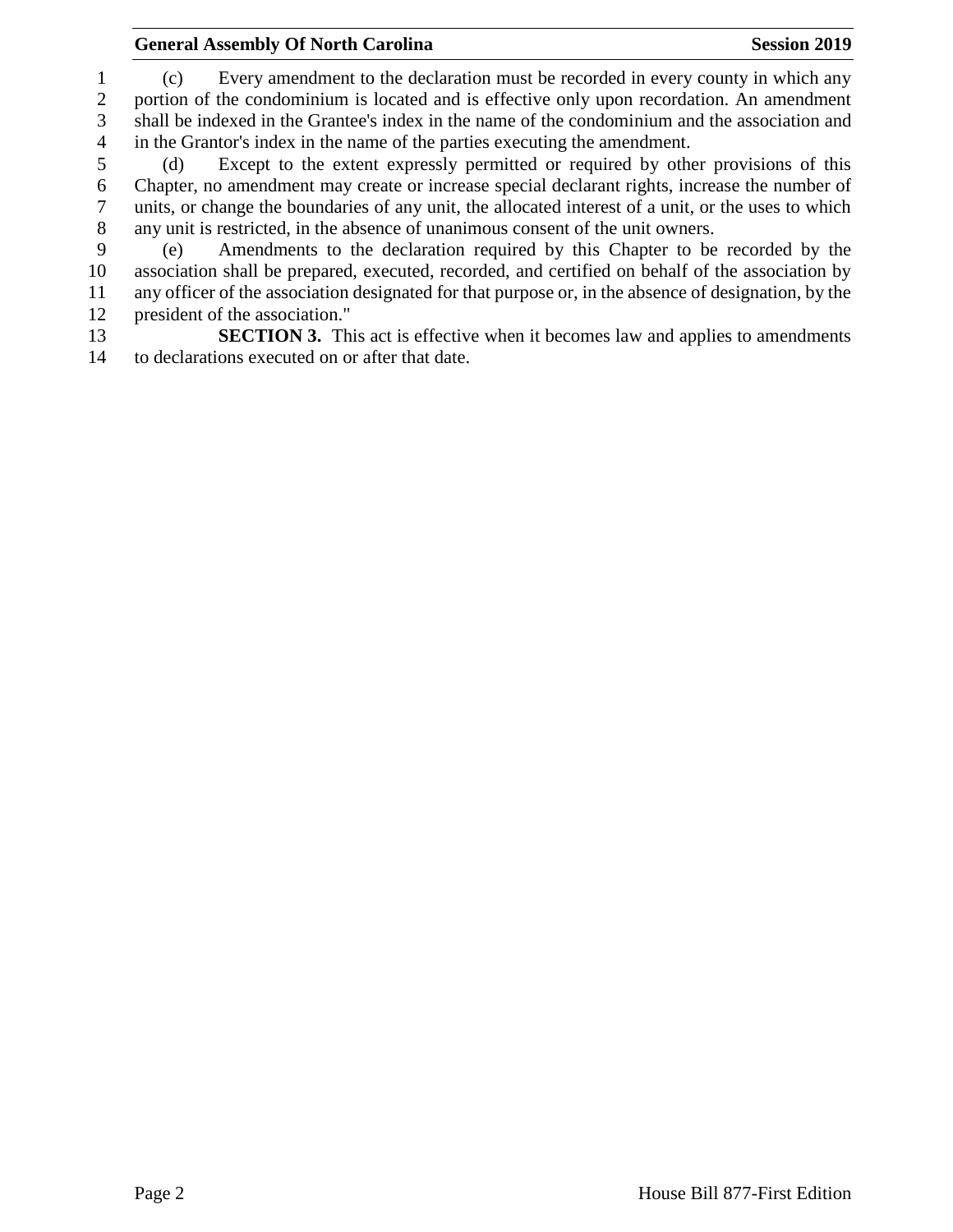(c) Every amendment to the declaration must be recorded in every county in which any portion of the condominium is located and is effective only upon recordation. An amendment shall be indexed in the Grantee's index in the name of the condominium and the association and in the Grantor's index in the name of the parties executing the amendment.

(d) Except to the extent expressly permitted or required by other provisions of this Chapter, no amendment may create or increase special declarant rights, increase the number of units, or change the boundaries of any unit, the allocated interest of a unit, or the uses to which any unit is restricted, in the absence of unanimous consent of the unit owners.

(e) Amendments to the declaration required by this Chapter to be recorded by the association shall be prepared, executed, recorded, and certified on behalf of the association by any officer of the association designated for that purpose or, in the absence of designation, by the president of the association."

**SECTION 3.** This act is effective when it becomes law and applies to amendments to declarations executed on or after that date.